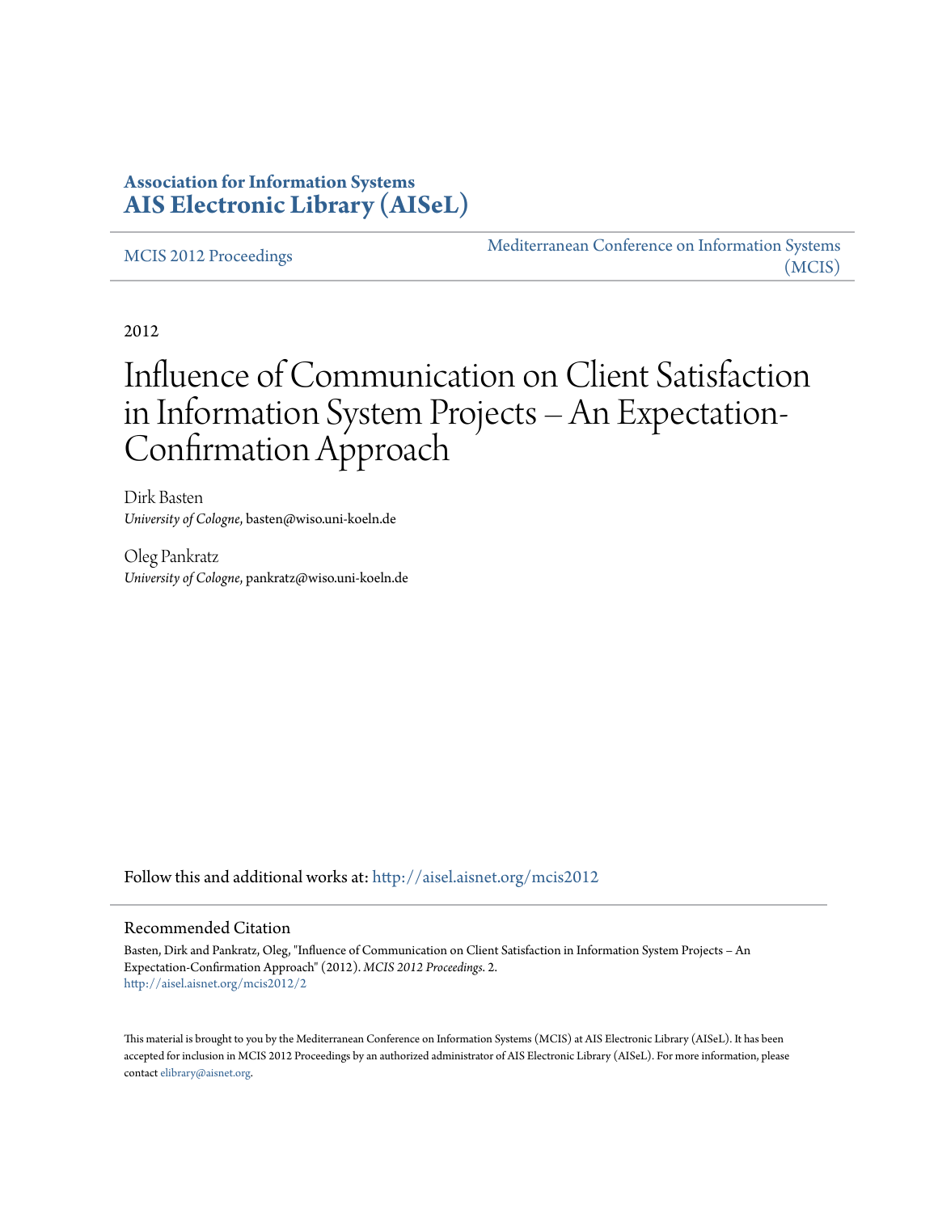**Association for Information Systems**
**AIS Electronic Library (AISeL)**

MCIS 2012 Proceedings

Mediterranean Conference on Information Systems (MCIS)

2012

# Influence of Communication on Client Satisfaction in Information System Projects – An Expectation-Confirmation Approach

Dirk Basten
*University of Cologne*, basten@wiso.uni-koeln.de

Oleg Pankratz
*University of Cologne*, pankratz@wiso.uni-koeln.de

Follow this and additional works at: http://aisel.aisnet.org/mcis2012

## Recommended Citation

Basten, Dirk and Pankratz, Oleg, "Influence of Communication on Client Satisfaction in Information System Projects – An Expectation-Confirmation Approach" (2012). *MCIS 2012 Proceedings*. 2.
http://aisel.aisnet.org/mcis2012/2

This material is brought to you by the Mediterranean Conference on Information Systems (MCIS) at AIS Electronic Library (AISeL). It has been accepted for inclusion in MCIS 2012 Proceedings by an authorized administrator of AIS Electronic Library (AISeL). For more information, please contact elibrary@aisnet.org.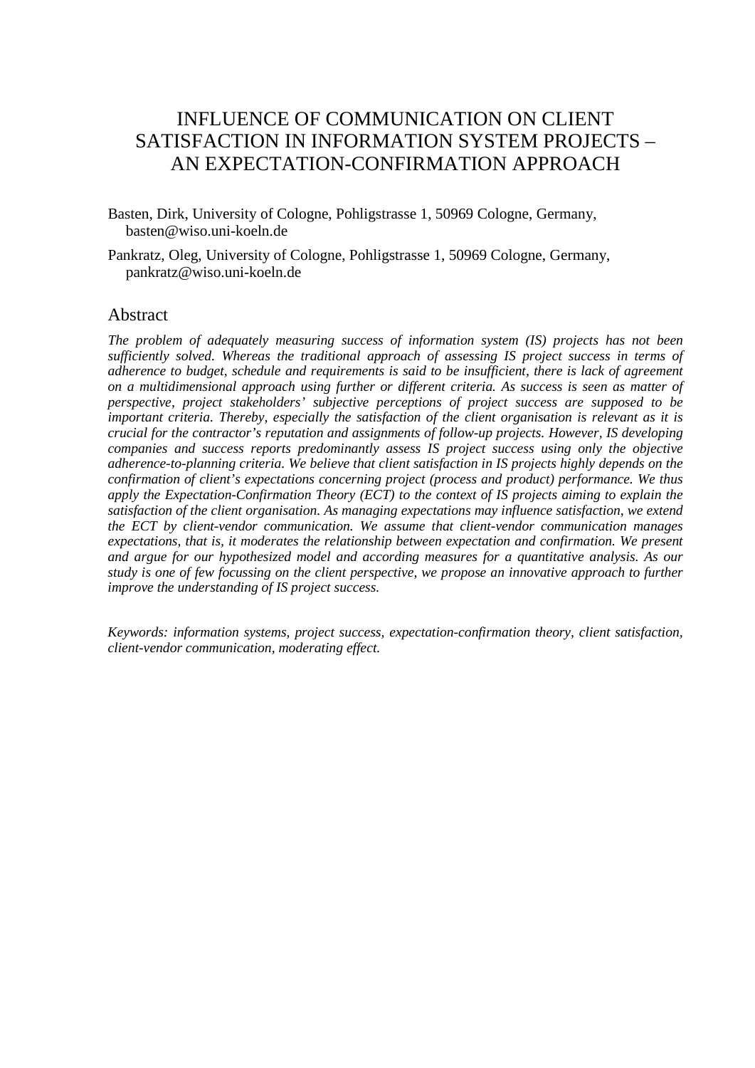# INFLUENCE OF COMMUNICATION ON CLIENT SATISFACTION IN INFORMATION SYSTEM PROJECTS – AN EXPECTATION-CONFIRMATION APPROACH

Basten, Dirk, University of Cologne, Pohligstrasse 1, 50969 Cologne, Germany, basten@wiso.uni-koeln.de

Pankratz, Oleg, University of Cologne, Pohligstrasse 1, 50969 Cologne, Germany, pankratz@wiso.uni-koeln.de

## Abstract

*The problem of adequately measuring success of information system (IS) projects has not been sufficiently solved. Whereas the traditional approach of assessing IS project success in terms of adherence to budget, schedule and requirements is said to be insufficient, there is lack of agreement on a multidimensional approach using further or different criteria. As success is seen as matter of perspective, project stakeholders' subjective perceptions of project success are supposed to be important criteria. Thereby, especially the satisfaction of the client organisation is relevant as it is crucial for the contractor's reputation and assignments of follow-up projects. However, IS developing companies and success reports predominantly assess IS project success using only the objective adherence-to-planning criteria. We believe that client satisfaction in IS projects highly depends on the confirmation of client's expectations concerning project (process and product) performance. We thus apply the Expectation-Confirmation Theory (ECT) to the context of IS projects aiming to explain the satisfaction of the client organisation. As managing expectations may influence satisfaction, we extend the ECT by client-vendor communication. We assume that client-vendor communication manages expectations, that is, it moderates the relationship between expectation and confirmation. We present and argue for our hypothesized model and according measures for a quantitative analysis. As our study is one of few focussing on the client perspective, we propose an innovative approach to further improve the understanding of IS project success.*

*Keywords: information systems, project success, expectation-confirmation theory, client satisfaction, client-vendor communication, moderating effect.*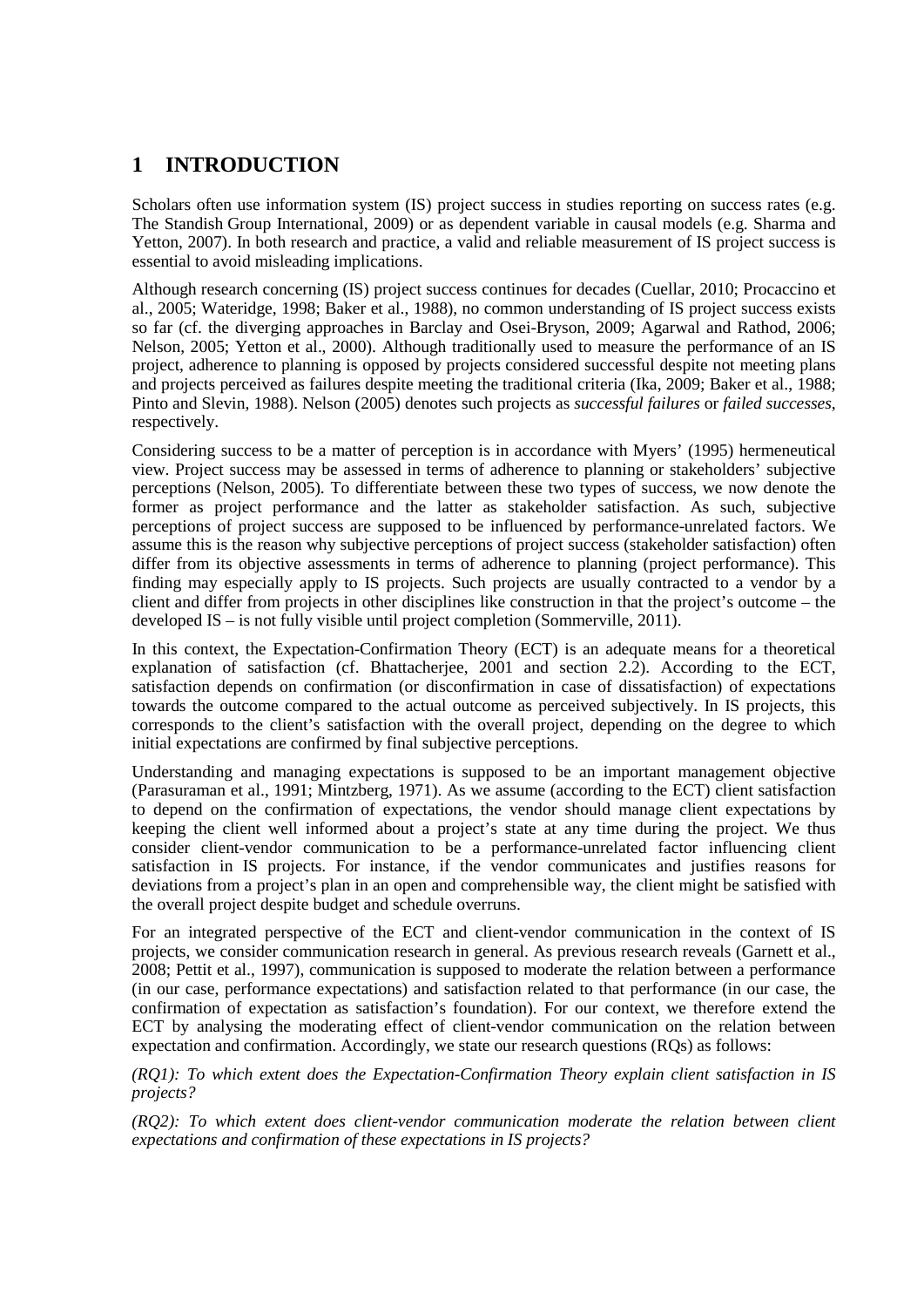# 1 INTRODUCTION

Scholars often use information system (IS) project success in studies reporting on success rates (e.g. The Standish Group International, 2009) or as dependent variable in causal models (e.g. Sharma and Yetton, 2007). In both research and practice, a valid and reliable measurement of IS project success is essential to avoid misleading implications.

Although research concerning (IS) project success continues for decades (Cuellar, 2010; Procaccino et al., 2005; Wateridge, 1998; Baker et al., 1988), no common understanding of IS project success exists so far (cf. the diverging approaches in Barclay and Osei-Bryson, 2009; Agarwal and Rathod, 2006; Nelson, 2005; Yetton et al., 2000). Although traditionally used to measure the performance of an IS project, adherence to planning is opposed by projects considered successful despite not meeting plans and projects perceived as failures despite meeting the traditional criteria (Ika, 2009; Baker et al., 1988; Pinto and Slevin, 1988). Nelson (2005) denotes such projects as *successful failures* or *failed successes*, respectively.

Considering success to be a matter of perception is in accordance with Myers' (1995) hermeneutical view. Project success may be assessed in terms of adherence to planning or stakeholders' subjective perceptions (Nelson, 2005). To differentiate between these two types of success, we now denote the former as project performance and the latter as stakeholder satisfaction. As such, subjective perceptions of project success are supposed to be influenced by performance-unrelated factors. We assume this is the reason why subjective perceptions of project success (stakeholder satisfaction) often differ from its objective assessments in terms of adherence to planning (project performance). This finding may especially apply to IS projects. Such projects are usually contracted to a vendor by a client and differ from projects in other disciplines like construction in that the project's outcome – the developed IS – is not fully visible until project completion (Sommerville, 2011).

In this context, the Expectation-Confirmation Theory (ECT) is an adequate means for a theoretical explanation of satisfaction (cf. Bhattacherjee, 2001 and section 2.2). According to the ECT, satisfaction depends on confirmation (or disconfirmation in case of dissatisfaction) of expectations towards the outcome compared to the actual outcome as perceived subjectively. In IS projects, this corresponds to the client's satisfaction with the overall project, depending on the degree to which initial expectations are confirmed by final subjective perceptions.

Understanding and managing expectations is supposed to be an important management objective (Parasuraman et al., 1991; Mintzberg, 1971). As we assume (according to the ECT) client satisfaction to depend on the confirmation of expectations, the vendor should manage client expectations by keeping the client well informed about a project's state at any time during the project. We thus consider client-vendor communication to be a performance-unrelated factor influencing client satisfaction in IS projects. For instance, if the vendor communicates and justifies reasons for deviations from a project's plan in an open and comprehensible way, the client might be satisfied with the overall project despite budget and schedule overruns.

For an integrated perspective of the ECT and client-vendor communication in the context of IS projects, we consider communication research in general. As previous research reveals (Garnett et al., 2008; Pettit et al., 1997), communication is supposed to moderate the relation between a performance (in our case, performance expectations) and satisfaction related to that performance (in our case, the confirmation of expectation as satisfaction's foundation). For our context, we therefore extend the ECT by analysing the moderating effect of client-vendor communication on the relation between expectation and confirmation. Accordingly, we state our research questions (RQs) as follows:

*(RQ1): To which extent does the Expectation-Confirmation Theory explain client satisfaction in IS projects?*

*(RQ2): To which extent does client-vendor communication moderate the relation between client expectations and confirmation of these expectations in IS projects?*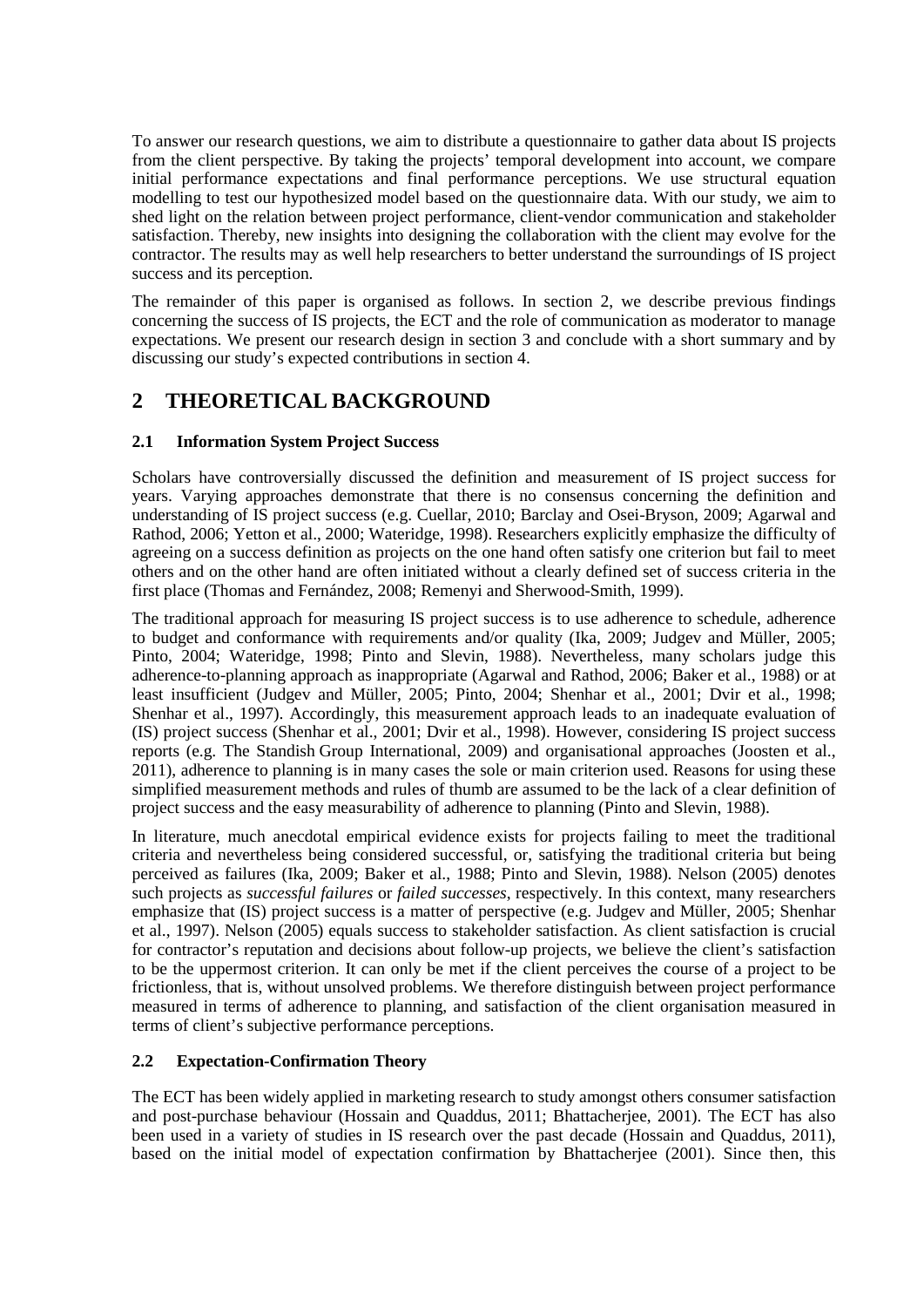To answer our research questions, we aim to distribute a questionnaire to gather data about IS projects from the client perspective. By taking the projects' temporal development into account, we compare initial performance expectations and final performance perceptions. We use structural equation modelling to test our hypothesized model based on the questionnaire data. With our study, we aim to shed light on the relation between project performance, client-vendor communication and stakeholder satisfaction. Thereby, new insights into designing the collaboration with the client may evolve for the contractor. The results may as well help researchers to better understand the surroundings of IS project success and its perception.

The remainder of this paper is organised as follows. In section 2, we describe previous findings concerning the success of IS projects, the ECT and the role of communication as moderator to manage expectations. We present our research design in section 3 and conclude with a short summary and by discussing our study's expected contributions in section 4.

# 2 THEORETICAL BACKGROUND

## 2.1 Information System Project Success

Scholars have controversially discussed the definition and measurement of IS project success for years. Varying approaches demonstrate that there is no consensus concerning the definition and understanding of IS project success (e.g. Cuellar, 2010; Barclay and Osei-Bryson, 2009; Agarwal and Rathod, 2006; Yetton et al., 2000; Wateridge, 1998). Researchers explicitly emphasize the difficulty of agreeing on a success definition as projects on the one hand often satisfy one criterion but fail to meet others and on the other hand are often initiated without a clearly defined set of success criteria in the first place (Thomas and Fernández, 2008; Remenyi and Sherwood-Smith, 1999).

The traditional approach for measuring IS project success is to use adherence to schedule, adherence to budget and conformance with requirements and/or quality (Ika, 2009; Judgev and Müller, 2005; Pinto, 2004; Wateridge, 1998; Pinto and Slevin, 1988). Nevertheless, many scholars judge this adherence-to-planning approach as inappropriate (Agarwal and Rathod, 2006; Baker et al., 1988) or at least insufficient (Judgev and Müller, 2005; Pinto, 2004; Shenhar et al., 2001; Dvir et al., 1998; Shenhar et al., 1997). Accordingly, this measurement approach leads to an inadequate evaluation of (IS) project success (Shenhar et al., 2001; Dvir et al., 1998). However, considering IS project success reports (e.g. The Standish Group International, 2009) and organisational approaches (Joosten et al., 2011), adherence to planning is in many cases the sole or main criterion used. Reasons for using these simplified measurement methods and rules of thumb are assumed to be the lack of a clear definition of project success and the easy measurability of adherence to planning (Pinto and Slevin, 1988).

In literature, much anecdotal empirical evidence exists for projects failing to meet the traditional criteria and nevertheless being considered successful, or, satisfying the traditional criteria but being perceived as failures (Ika, 2009; Baker et al., 1988; Pinto and Slevin, 1988). Nelson (2005) denotes such projects as *successful failures* or *failed successes*, respectively. In this context, many researchers emphasize that (IS) project success is a matter of perspective (e.g. Judgev and Müller, 2005; Shenhar et al., 1997). Nelson (2005) equals success to stakeholder satisfaction. As client satisfaction is crucial for contractor's reputation and decisions about follow-up projects, we believe the client's satisfaction to be the uppermost criterion. It can only be met if the client perceives the course of a project to be frictionless, that is, without unsolved problems. We therefore distinguish between project performance measured in terms of adherence to planning, and satisfaction of the client organisation measured in terms of client's subjective performance perceptions.

## 2.2 Expectation-Confirmation Theory

The ECT has been widely applied in marketing research to study amongst others consumer satisfaction and post-purchase behaviour (Hossain and Quaddus, 2011; Bhattacherjee, 2001). The ECT has also been used in a variety of studies in IS research over the past decade (Hossain and Quaddus, 2011), based on the initial model of expectation confirmation by Bhattacherjee (2001). Since then, this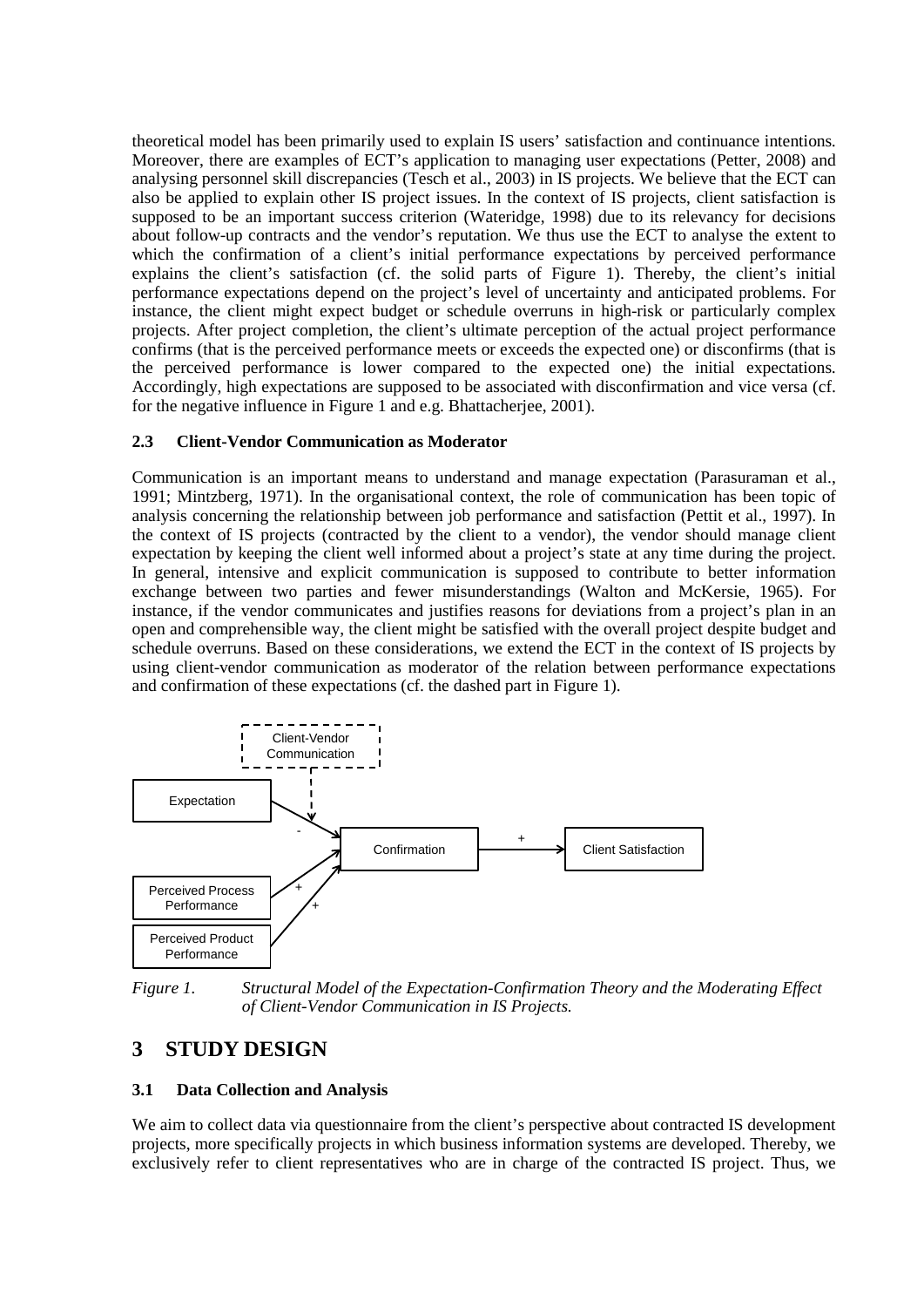theoretical model has been primarily used to explain IS users' satisfaction and continuance intentions. Moreover, there are examples of ECT's application to managing user expectations (Petter, 2008) and analysing personnel skill discrepancies (Tesch et al., 2003) in IS projects. We believe that the ECT can also be applied to explain other IS project issues. In the context of IS projects, client satisfaction is supposed to be an important success criterion (Wateridge, 1998) due to its relevancy for decisions about follow-up contracts and the vendor's reputation. We thus use the ECT to analyse the extent to which the confirmation of a client's initial performance expectations by perceived performance explains the client's satisfaction (cf. the solid parts of Figure 1). Thereby, the client's initial performance expectations depend on the project's level of uncertainty and anticipated problems. For instance, the client might expect budget or schedule overruns in high-risk or particularly complex projects. After project completion, the client's ultimate perception of the actual project performance confirms (that is the perceived performance meets or exceeds the expected one) or disconfirms (that is the perceived performance is lower compared to the expected one) the initial expectations. Accordingly, high expectations are supposed to be associated with disconfirmation and vice versa (cf. for the negative influence in Figure 1 and e.g. Bhattacherjee, 2001).

### 2.3 Client-Vendor Communication as Moderator

Communication is an important means to understand and manage expectation (Parasuraman et al., 1991; Mintzberg, 1971). In the organisational context, the role of communication has been topic of analysis concerning the relationship between job performance and satisfaction (Pettit et al., 1997). In the context of IS projects (contracted by the client to a vendor), the vendor should manage client expectation by keeping the client well informed about a project's state at any time during the project. In general, intensive and explicit communication is supposed to contribute to better information exchange between two parties and fewer misunderstandings (Walton and McKersie, 1965). For instance, if the vendor communicates and justifies reasons for deviations from a project's plan in an open and comprehensible way, the client might be satisfied with the overall project despite budget and schedule overruns. Based on these considerations, we extend the ECT in the context of IS projects by using client-vendor communication as moderator of the relation between performance expectations and confirmation of these expectations (cf. the dashed part in Figure 1).

Client-Vendor Communication

Expectation

Confirmation

Client Satisfaction

Perceived Process Performance

Perceived Product Performance

*Figure 1. Structural Model of the Expectation-Confirmation Theory and the Moderating Effect of Client-Vendor Communication in IS Projects.*

## 3 STUDY DESIGN

### 3.1 Data Collection and Analysis

We aim to collect data via questionnaire from the client's perspective about contracted IS development projects, more specifically projects in which business information systems are developed. Thereby, we exclusively refer to client representatives who are in charge of the contracted IS project. Thus, we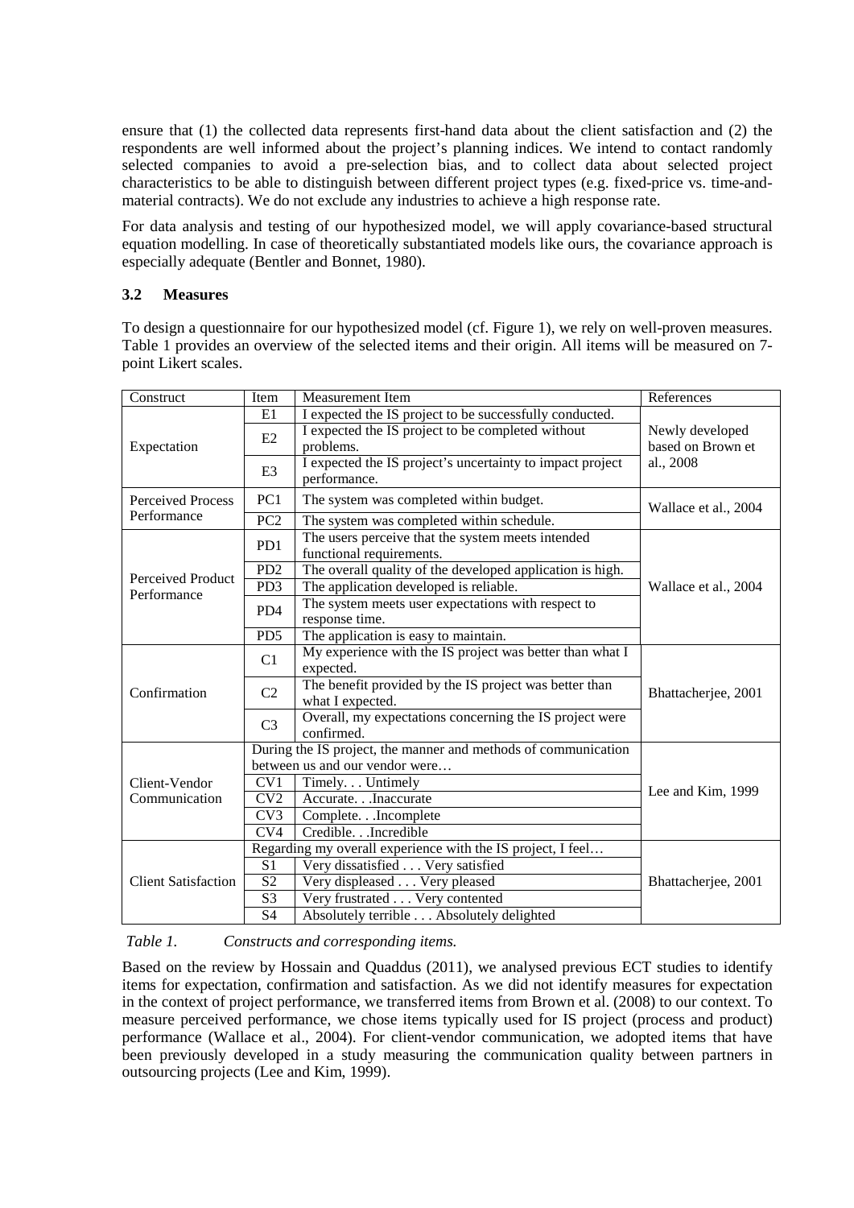ensure that (1) the collected data represents first-hand data about the client satisfaction and (2) the respondents are well informed about the project's planning indices. We intend to contact randomly selected companies to avoid a pre-selection bias, and to collect data about selected project characteristics to be able to distinguish between different project types (e.g. fixed-price vs. time-and-material contracts). We do not exclude any industries to achieve a high response rate.

For data analysis and testing of our hypothesized model, we will apply covariance-based structural equation modelling. In case of theoretically substantiated models like ours, the covariance approach is especially adequate (Bentler and Bonnet, 1980).

### 3.2 Measures

To design a questionnaire for our hypothesized model (cf. Figure 1), we rely on well-proven measures. Table 1 provides an overview of the selected items and their origin. All items will be measured on 7-point Likert scales.

| Construct | Item | Measurement Item | References |
|---|---|---|---|
| Expectation | E1 | I expected the IS project to be successfully conducted. | Newly developed based on Brown et al., 2008 |
| | E2 | I expected the IS project to be completed without problems. | |
| | E3 | I expected the IS project's uncertainty to impact project performance. | |
| Perceived Process Performance | PC1 | The system was completed within budget. | Wallace et al., 2004 |
| | PC2 | The system was completed within schedule. | |
| Perceived Product Performance | PD1 | The users perceive that the system meets intended functional requirements. | Wallace et al., 2004 |
| | PD2 | The overall quality of the developed application is high. | |
| | PD3 | The application developed is reliable. | |
| | PD4 | The system meets user expectations with respect to response time. | |
| | PD5 | The application is easy to maintain. | |
| Confirmation | C1 | My experience with the IS project was better than what I expected. | Bhattacherjee, 2001 |
| | C2 | The benefit provided by the IS project was better than what I expected. | |
| | C3 | Overall, my expectations concerning the IS project were confirmed. | |
| Client-Vendor Communication | During the IS project, the manner and methods of communication between us and our vendor were… | | Lee and Kim, 1999 |
| | CV1 | Timely. . . Untimely | |
| | CV2 | Accurate. . .Inaccurate | |
| | CV3 | Complete. . .Incomplete | |
| | CV4 | Credible. . .Incredible | |
| Client Satisfaction | Regarding my overall experience with the IS project, I feel… | | Bhattacherjee, 2001 |
| | S1 | Very dissatisfied . . . Very satisfied | |
| | S2 | Very displeased . . . Very pleased | |
| | S3 | Very frustrated . . . Very contented | |
| | S4 | Absolutely terrible . . . Absolutely delighted | |

*Table 1. Constructs and corresponding items.*

Based on the review by Hossain and Quaddus (2011), we analysed previous ECT studies to identify items for expectation, confirmation and satisfaction. As we did not identify measures for expectation in the context of project performance, we transferred items from Brown et al. (2008) to our context. To measure perceived performance, we chose items typically used for IS project (process and product) performance (Wallace et al., 2004). For client-vendor communication, we adopted items that have been previously developed in a study measuring the communication quality between partners in outsourcing projects (Lee and Kim, 1999).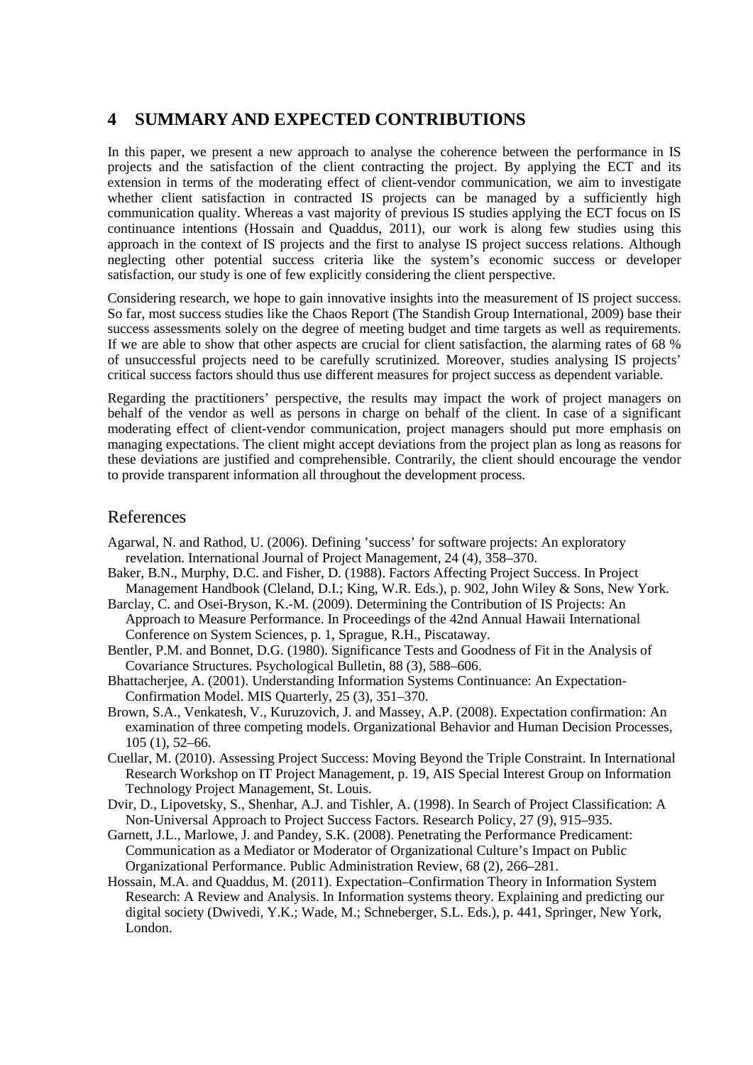# 4 SUMMARY AND EXPECTED CONTRIBUTIONS

In this paper, we present a new approach to analyse the coherence between the performance in IS projects and the satisfaction of the client contracting the project. By applying the ECT and its extension in terms of the moderating effect of client-vendor communication, we aim to investigate whether client satisfaction in contracted IS projects can be managed by a sufficiently high communication quality. Whereas a vast majority of previous IS studies applying the ECT focus on IS continuance intentions (Hossain and Quaddus, 2011), our work is along few studies using this approach in the context of IS projects and the first to analyse IS project success relations. Although neglecting other potential success criteria like the system's economic success or developer satisfaction, our study is one of few explicitly considering the client perspective.

Considering research, we hope to gain innovative insights into the measurement of IS project success. So far, most success studies like the Chaos Report (The Standish Group International, 2009) base their success assessments solely on the degree of meeting budget and time targets as well as requirements. If we are able to show that other aspects are crucial for client satisfaction, the alarming rates of 68 % of unsuccessful projects need to be carefully scrutinized. Moreover, studies analysing IS projects' critical success factors should thus use different measures for project success as dependent variable.

Regarding the practitioners' perspective, the results may impact the work of project managers on behalf of the vendor as well as persons in charge on behalf of the client. In case of a significant moderating effect of client-vendor communication, project managers should put more emphasis on managing expectations. The client might accept deviations from the project plan as long as reasons for these deviations are justified and comprehensible. Contrarily, the client should encourage the vendor to provide transparent information all throughout the development process.

## References

Agarwal, N. and Rathod, U. (2006). Defining 'success' for software projects: An exploratory revelation. International Journal of Project Management, 24 (4), 358–370.

Baker, B.N., Murphy, D.C. and Fisher, D. (1988). Factors Affecting Project Success. In Project Management Handbook (Cleland, D.I.; King, W.R. Eds.), p. 902, John Wiley & Sons, New York.

Barclay, C. and Osei-Bryson, K.-M. (2009). Determining the Contribution of IS Projects: An Approach to Measure Performance. In Proceedings of the 42nd Annual Hawaii International Conference on System Sciences, p. 1, Sprague, R.H., Piscataway.

Bentler, P.M. and Bonnet, D.G. (1980). Significance Tests and Goodness of Fit in the Analysis of Covariance Structures. Psychological Bulletin, 88 (3), 588–606.

Bhattacherjee, A. (2001). Understanding Information Systems Continuance: An Expectation-Confirmation Model. MIS Quarterly, 25 (3), 351–370.

Brown, S.A., Venkatesh, V., Kuruzovich, J. and Massey, A.P. (2008). Expectation confirmation: An examination of three competing models. Organizational Behavior and Human Decision Processes, 105 (1), 52–66.

Cuellar, M. (2010). Assessing Project Success: Moving Beyond the Triple Constraint. In International Research Workshop on IT Project Management, p. 19, AIS Special Interest Group on Information Technology Project Management, St. Louis.

Dvir, D., Lipovetsky, S., Shenhar, A.J. and Tishler, A. (1998). In Search of Project Classification: A Non-Universal Approach to Project Success Factors. Research Policy, 27 (9), 915–935.

Garnett, J.L., Marlowe, J. and Pandey, S.K. (2008). Penetrating the Performance Predicament: Communication as a Mediator or Moderator of Organizational Culture's Impact on Public Organizational Performance. Public Administration Review, 68 (2), 266–281.

Hossain, M.A. and Quaddus, M. (2011). Expectation–Confirmation Theory in Information System Research: A Review and Analysis. In Information systems theory. Explaining and predicting our digital society (Dwivedi, Y.K.; Wade, M.; Schneberger, S.L. Eds.), p. 441, Springer, New York, London.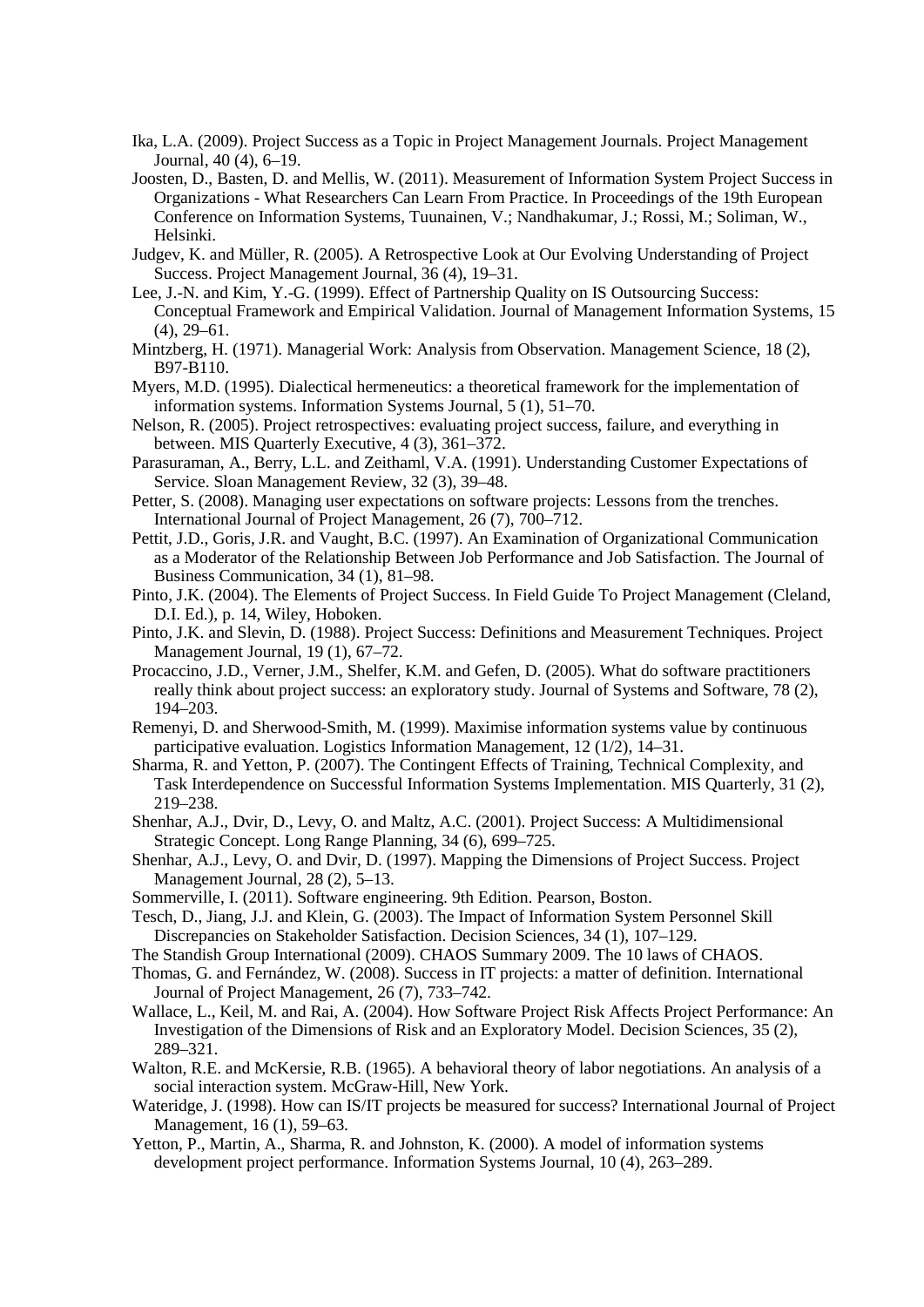Ika, L.A. (2009). Project Success as a Topic in Project Management Journals. Project Management Journal, 40 (4), 6–19.

Joosten, D., Basten, D. and Mellis, W. (2011). Measurement of Information System Project Success in Organizations - What Researchers Can Learn From Practice. In Proceedings of the 19th European Conference on Information Systems, Tuunainen, V.; Nandhakumar, J.; Rossi, M.; Soliman, W., Helsinki.

Judgev, K. and Müller, R. (2005). A Retrospective Look at Our Evolving Understanding of Project Success. Project Management Journal, 36 (4), 19–31.

Lee, J.-N. and Kim, Y.-G. (1999). Effect of Partnership Quality on IS Outsourcing Success: Conceptual Framework and Empirical Validation. Journal of Management Information Systems, 15 (4), 29–61.

Mintzberg, H. (1971). Managerial Work: Analysis from Observation. Management Science, 18 (2), B97-B110.

Myers, M.D. (1995). Dialectical hermeneutics: a theoretical framework for the implementation of information systems. Information Systems Journal, 5 (1), 51–70.

Nelson, R. (2005). Project retrospectives: evaluating project success, failure, and everything in between. MIS Quarterly Executive, 4 (3), 361–372.

Parasuraman, A., Berry, L.L. and Zeithaml, V.A. (1991). Understanding Customer Expectations of Service. Sloan Management Review, 32 (3), 39–48.

Petter, S. (2008). Managing user expectations on software projects: Lessons from the trenches. International Journal of Project Management, 26 (7), 700–712.

Pettit, J.D., Goris, J.R. and Vaught, B.C. (1997). An Examination of Organizational Communication as a Moderator of the Relationship Between Job Performance and Job Satisfaction. The Journal of Business Communication, 34 (1), 81–98.

Pinto, J.K. (2004). The Elements of Project Success. In Field Guide To Project Management (Cleland, D.I. Ed.), p. 14, Wiley, Hoboken.

Pinto, J.K. and Slevin, D. (1988). Project Success: Definitions and Measurement Techniques. Project Management Journal, 19 (1), 67–72.

Procaccino, J.D., Verner, J.M., Shelfer, K.M. and Gefen, D. (2005). What do software practitioners really think about project success: an exploratory study. Journal of Systems and Software, 78 (2), 194–203.

Remenyi, D. and Sherwood-Smith, M. (1999). Maximise information systems value by continuous participative evaluation. Logistics Information Management, 12 (1/2), 14–31.

Sharma, R. and Yetton, P. (2007). The Contingent Effects of Training, Technical Complexity, and Task Interdependence on Successful Information Systems Implementation. MIS Quarterly, 31 (2), 219–238.

Shenhar, A.J., Dvir, D., Levy, O. and Maltz, A.C. (2001). Project Success: A Multidimensional Strategic Concept. Long Range Planning, 34 (6), 699–725.

Shenhar, A.J., Levy, O. and Dvir, D. (1997). Mapping the Dimensions of Project Success. Project Management Journal, 28 (2), 5–13.

Sommerville, I. (2011). Software engineering. 9th Edition. Pearson, Boston.

Tesch, D., Jiang, J.J. and Klein, G. (2003). The Impact of Information System Personnel Skill Discrepancies on Stakeholder Satisfaction. Decision Sciences, 34 (1), 107–129.

The Standish Group International (2009). CHAOS Summary 2009. The 10 laws of CHAOS.

Thomas, G. and Fernández, W. (2008). Success in IT projects: a matter of definition. International Journal of Project Management, 26 (7), 733–742.

Wallace, L., Keil, M. and Rai, A. (2004). How Software Project Risk Affects Project Performance: An Investigation of the Dimensions of Risk and an Exploratory Model. Decision Sciences, 35 (2), 289–321.

Walton, R.E. and McKersie, R.B. (1965). A behavioral theory of labor negotiations. An analysis of a social interaction system. McGraw-Hill, New York.

Wateridge, J. (1998). How can IS/IT projects be measured for success? International Journal of Project Management, 16 (1), 59–63.

Yetton, P., Martin, A., Sharma, R. and Johnston, K. (2000). A model of information systems development project performance. Information Systems Journal, 10 (4), 263–289.